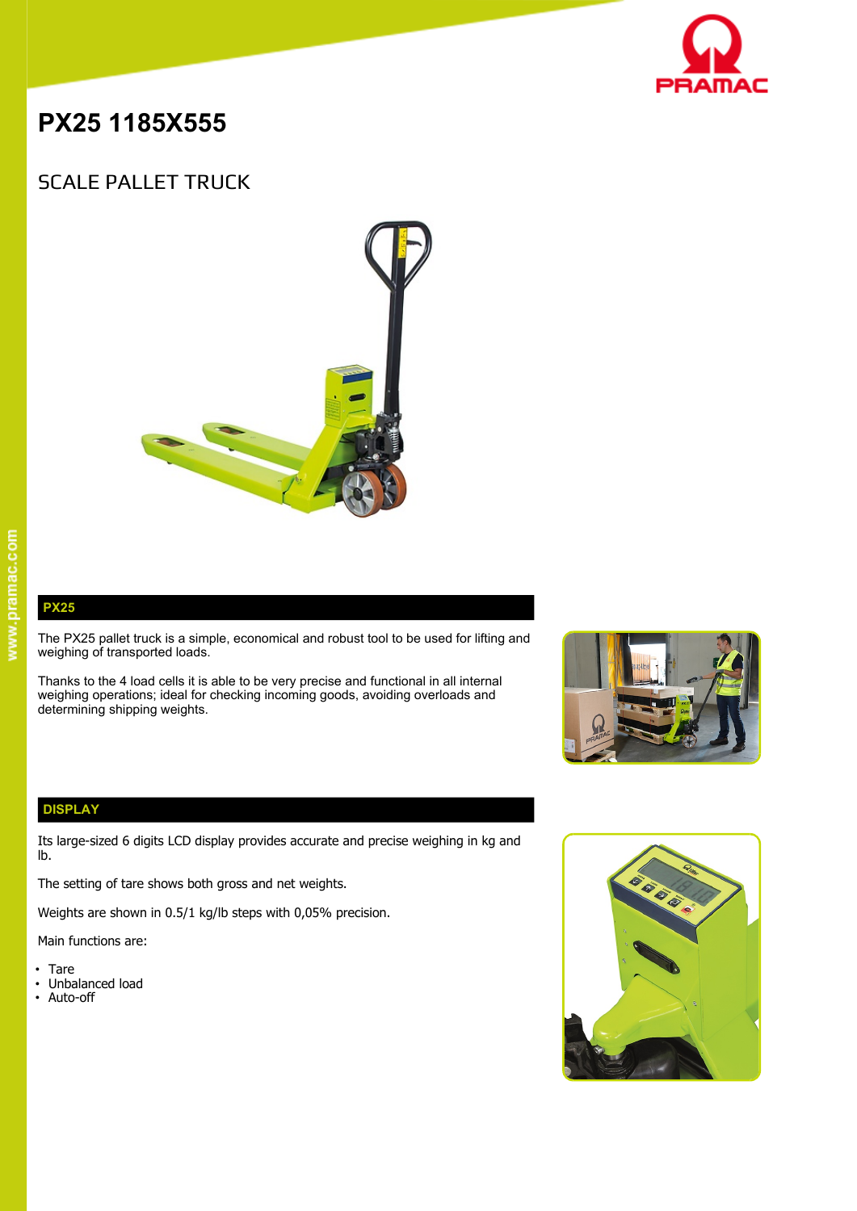# PX25 1185X555

## SCALE PALLET TRUCK

### PX25

The PX25 pallet truck is a simple, economical and robust tool to be used for lifting and weighing of transported loads.

Thanks to the 4 load cells it is able to be very precise and functional in all internal weighing operations; ideal for checking incoming goods, avoiding overloads and determining shipping weights.

### DISPLAY

Its large-sized 6 digits LCD display provides accurate and precise weighing in kg and lb.

The setting of tare shows both gross and net weights.

Weights are shown in 0.5/1 kg/lb steps with 0,05% precision.

Main functions are:

- Tare
- Unbalanced load
- Auto-off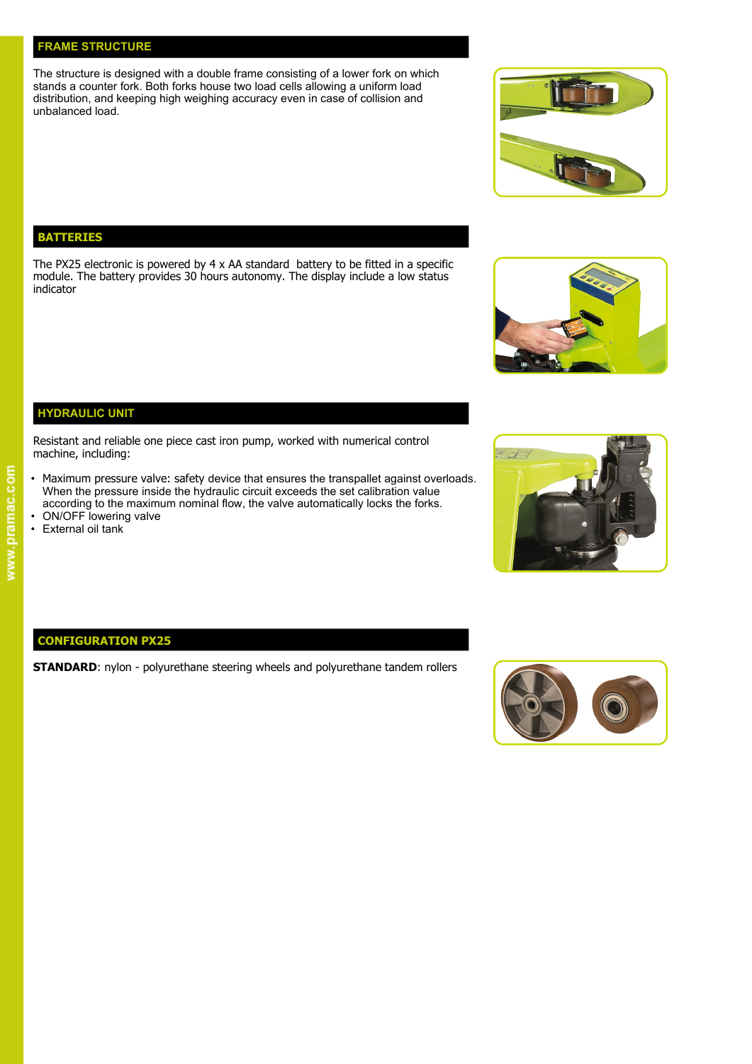## FRAME STRUCTURE

The structure is designed with a double frame consisting of a lower fork on which stands a counter fork. Both forks house two load cells allowing a uniform load distribution, and keeping high weighing accuracy even in case of collision and unbalanced load.

## BATTERIES

The PX25 electronic is powered by 4 x AA standard  battery to be fitted in a specific module. The battery provides 30 hours autonomy. The display include a low status indicator

## HYDRAULIC UNIT

Resistant and reliable one piece cast iron pump, worked with numerical control machine, including:

- Maximum pressure valve: safety device that ensures the transpallet against overloads. When the pressure inside the hydraulic circuit exceeds the set calibration value according to the maximum nominal flow, the valve automatically locks the forks.
- ON/OFF lowering valve
- External oil tank

## CONFIGURATION PX25

**STANDARD**: nylon - polyurethane steering wheels and polyurethane tandem rollers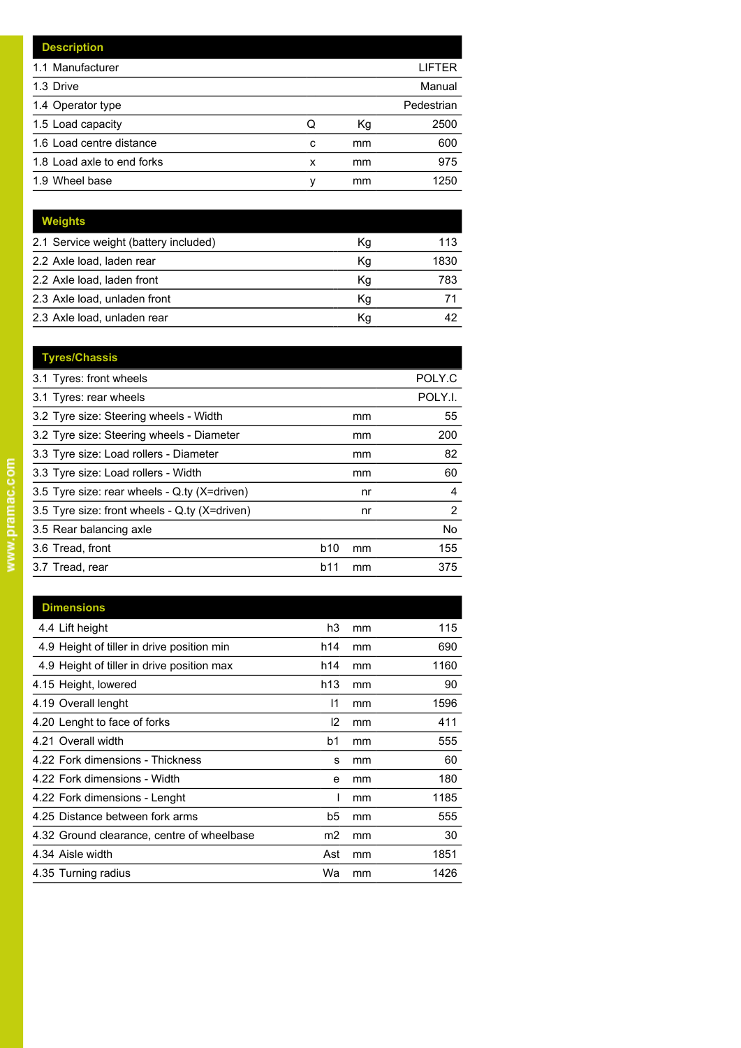| Description | | | |
|---|---|---|---|
| 1.1 Manufacturer | | | LIFTER |
| 1.3 Drive | | | Manual |
| 1.4 Operator type | | | Pedestrian |
| 1.5 Load capacity | Q | Kg | 2500 |
| 1.6 Load centre distance | c | mm | 600 |
| 1.8 Load axle to end forks | x | mm | 975 |
| 1.9 Wheel base | y | mm | 1250 |

| Weights | | | |
|---|---|---|---|
| 2.1 Service weight (battery included) | | Kg | 113 |
| 2.2 Axle load, laden rear | | Kg | 1830 |
| 2.2 Axle load, laden front | | Kg | 783 |
| 2.3 Axle load, unladen front | | Kg | 71 |
| 2.3 Axle load, unladen rear | | Kg | 42 |

| Tyres/Chassis | | | |
|---|---|---|---|
| 3.1 Tyres: front wheels | | | POLY.C |
| 3.1 Tyres: rear wheels | | | POLY.I. |
| 3.2 Tyre size: Steering wheels - Width | | mm | 55 |
| 3.2 Tyre size: Steering wheels - Diameter | | mm | 200 |
| 3.3 Tyre size: Load rollers - Diameter | | mm | 82 |
| 3.3 Tyre size: Load rollers - Width | | mm | 60 |
| 3.5 Tyre size: rear wheels - Q.ty (X=driven) | | nr | 4 |
| 3.5 Tyre size: front wheels - Q.ty (X=driven) | | nr | 2 |
| 3.5 Rear balancing axle | | | No |
| 3.6 Tread, front | b10 | mm | 155 |
| 3.7 Tread, rear | b11 | mm | 375 |

| Dimensions | | | |
|---|---|---|---|
| 4.4 Lift height | h3 | mm | 115 |
| 4.9 Height of tiller in drive position min | h14 | mm | 690 |
| 4.9 Height of tiller in drive position max | h14 | mm | 1160 |
| 4.15 Height, lowered | h13 | mm | 90 |
| 4.19 Overall lenght | l1 | mm | 1596 |
| 4.20 Lenght to face of forks | l2 | mm | 411 |
| 4.21 Overall width | b1 | mm | 555 |
| 4.22 Fork dimensions - Thickness | s | mm | 60 |
| 4.22 Fork dimensions - Width | e | mm | 180 |
| 4.22 Fork dimensions - Lenght | l | mm | 1185 |
| 4.25 Distance between fork arms | b5 | mm | 555 |
| 4.32 Ground clearance, centre of wheelbase | m2 | mm | 30 |
| 4.34 Aisle width | Ast | mm | 1851 |
| 4.35 Turning radius | Wa | mm | 1426 |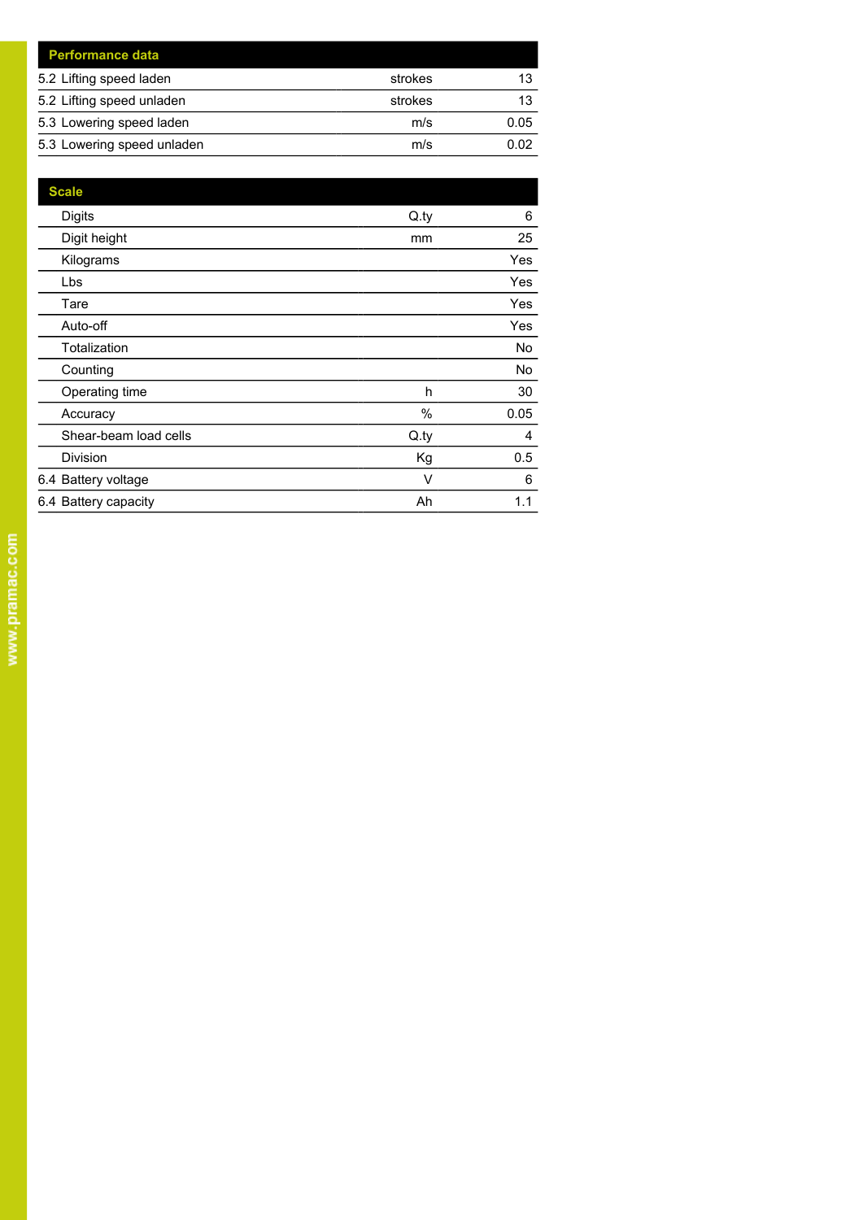| Performance data | | |
|---|---|---|
| 5.2 Lifting speed laden | strokes | 13 |
| 5.2 Lifting speed unladen | strokes | 13 |
| 5.3 Lowering speed laden | m/s | 0.05 |
| 5.3 Lowering speed unladen | m/s | 0.02 |

| Scale | | |
|---|---|---|
| Digits | Q.ty | 6 |
| Digit height | mm | 25 |
| Kilograms | | Yes |
| Lbs | | Yes |
| Tare | | Yes |
| Auto-off | | Yes |
| Totalization | | No |
| Counting | | No |
| Operating time | h | 30 |
| Accuracy | % | 0.05 |
| Shear-beam load cells | Q.ty | 4 |
| Division | Kg | 0.5 |
| 6.4 Battery voltage | V | 6 |
| 6.4 Battery capacity | Ah | 1.1 |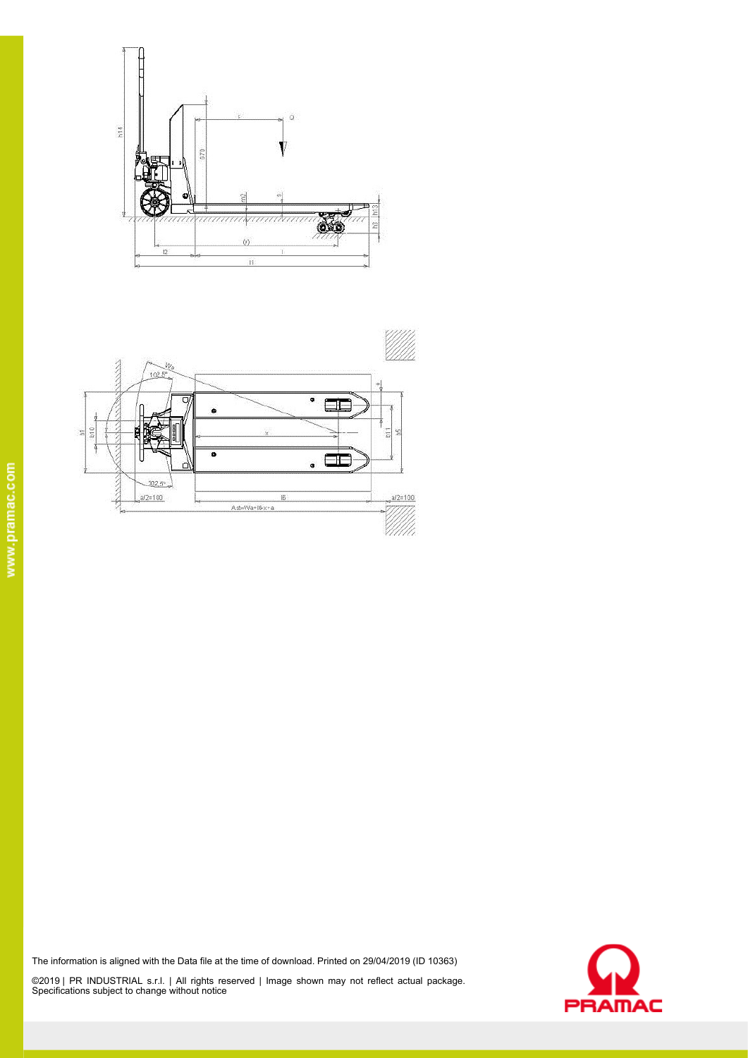h14

570

c

Q

m2

s

h13

h3

(y)

l2

l

l1

Wa

102,5°

b1

b10

x

b11

b5

e

102,5°

a/2=100

l6

a/2=100

Ast=Wa+l6-x+a

The information is aligned with the Data file at the time of download. Printed on 29/04/2019 (ID 10363)

©2019 | PR INDUSTRIAL s.r.l. | All rights reserved | Image shown may not reflect actual package.
Specifications subject to change without notice